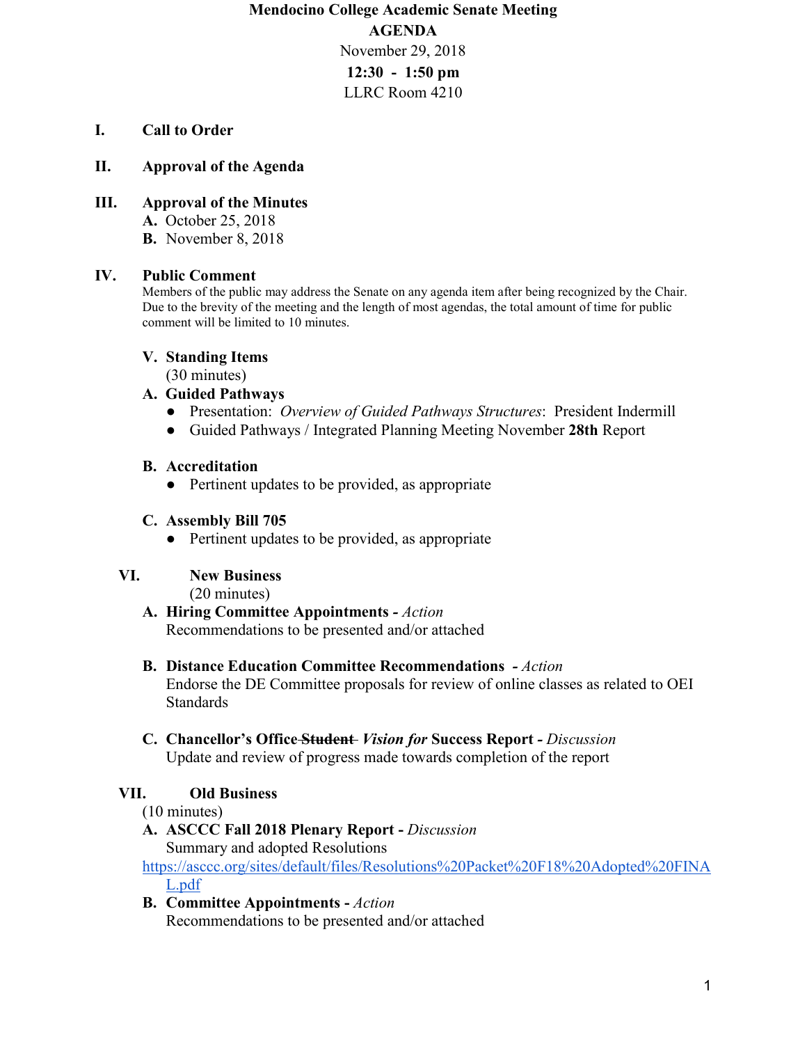# Mendocino College Academic Senate Meeting

## AGENDA

November 29, 2018

**12:30 - 1:50 pm**

LLRC Room 4210

## I. Call to Order

## II. Approval of the Agenda

## III. Approval of the Minutes

**A.** October 25, 2018

**B.** November 8, 2018

## IV. Public Comment

Members of the public may address the Senate on any agenda item after being recognized by the Chair. Due to the brevity of the meeting and the length of most agendas, the total amount of time for public comment will be limited to 10 minutes.

### V. Standing Items

(30 minutes)

**A. Guided Pathways**

- Presentation: *Overview of Guided Pathways Structures*: President Indermill
- Guided Pathways / Integrated Planning Meeting November **28th** Report

**B. Accreditation**

- Pertinent updates to be provided, as appropriate

**C. Assembly Bill 705**

- Pertinent updates to be provided, as appropriate

## VI. New Business

(20 minutes)

**A. Hiring Committee Appointments -** *Action*

Recommendations to be presented and/or attached

**B. Distance Education Committee Recommendations -** *Action*

Endorse the DE Committee proposals for review of online classes as related to OEI Standards

**C. Chancellor's Office ~~Student~~ *Vision for* Success Report -** *Discussion*

Update and review of progress made towards completion of the report

## VII. Old Business

(10 minutes)

**A. ASCCC Fall 2018 Plenary Report -** *Discussion*

Summary and adopted Resolutions

https://asccc.org/sites/default/files/Resolutions%20Packet%20F18%20Adopted%20FINAL.pdf

**B. Committee Appointments -** *Action*

Recommendations to be presented and/or attached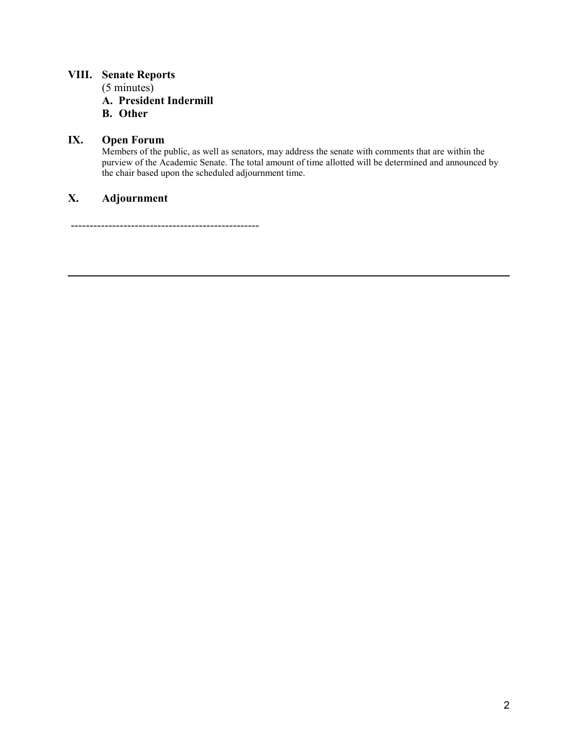## VIII. Senate Reports

(5 minutes)

**A. President Indermill**

**B. Other**

## IX. Open Forum

Members of the public, as well as senators, may address the senate with comments that are within the purview of the Academic Senate. The total amount of time allotted will be determined and announced by the chair based upon the scheduled adjournment time.

## X. Adjournment

--------------------------------------------------

---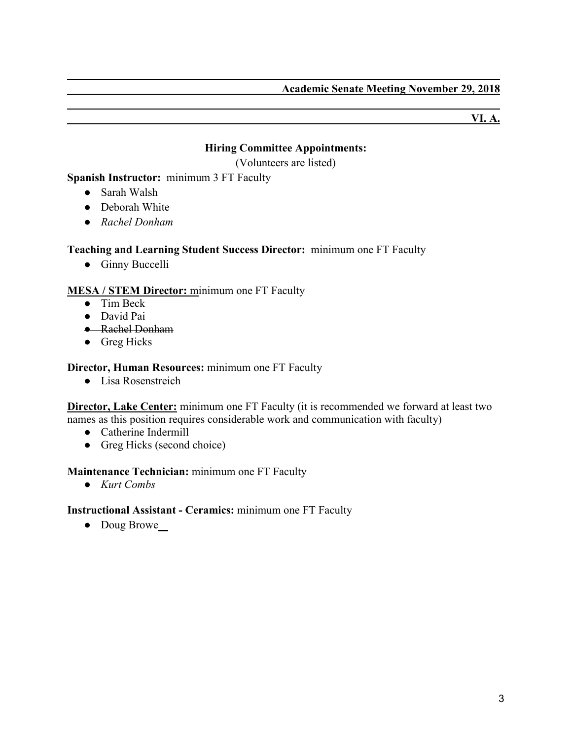**Academic Senate Meeting November 29, 2018**

**VI. A.**

**Hiring Committee Appointments:**

(Volunteers are listed)

**Spanish Instructor:** minimum 3 FT Faculty

- Sarah Walsh
- Deborah White
- *Rachel Donham*

**Teaching and Learning Student Success Director:** minimum one FT Faculty

- Ginny Buccelli

**MESA / STEM Director:** minimum one FT Faculty

- Tim Beck
- David Pai
- ~~Rachel Donham~~
- Greg Hicks

**Director, Human Resources:** minimum one FT Faculty

- Lisa Rosenstreich

**Director, Lake Center:** minimum one FT Faculty (it is recommended we forward at least two names as this position requires considerable work and communication with faculty)

- Catherine Indermill
- Greg Hicks (second choice)

**Maintenance Technician:** minimum one FT Faculty

- *Kurt Combs*

**Instructional Assistant - Ceramics:** minimum one FT Faculty

- Doug Browe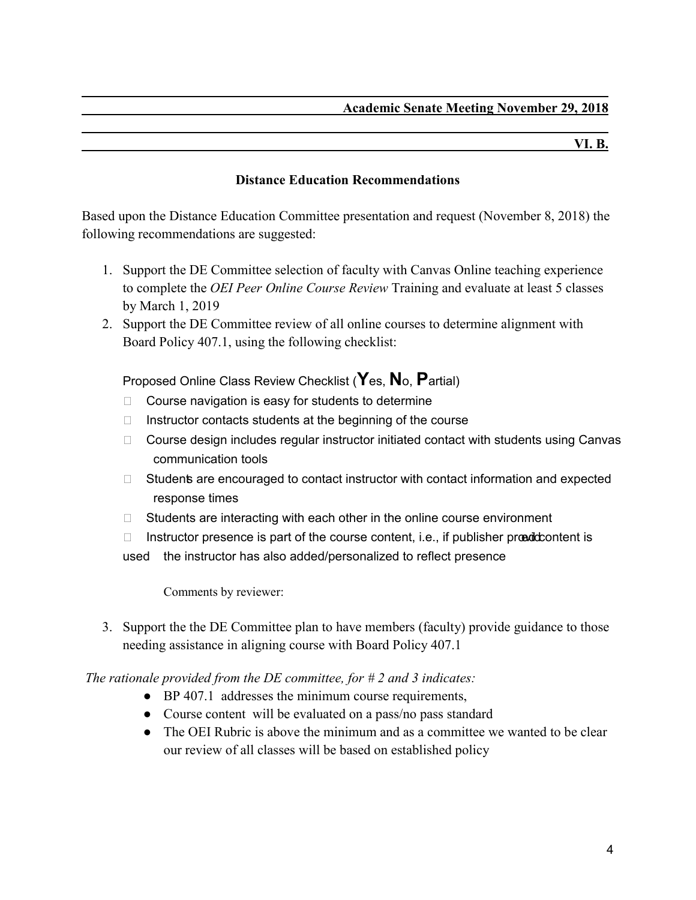**Academic Senate Meeting November 29, 2018**

**VI. B.**

## Distance Education Recommendations

Based upon the Distance Education Committee presentation and request (November 8, 2018) the following recommendations are suggested:

1. Support the DE Committee selection of faculty with Canvas Online teaching experience to complete the *OEI Peer Online Course Review* Training and evaluate at least 5 classes by March 1, 2019
2. Support the DE Committee review of all online courses to determine alignment with Board Policy 407.1, using the following checklist:

   Proposed Online Class Review Checklist (**Y**es, **N**o, **P**artial)

   - ☐ Course navigation is easy for students to determine
   - ☐ Instructor contacts students at the beginning of the course
   - ☐ Course design includes regular instructor initiated contact with students using Canvas communication tools
   - ☐ Students are encouraged to contact instructor with contact information and expected response times
   - ☐ Students are interacting with each other in the online course environment
   - ☐ Instructor presence is part of the course content, i.e., if publisher provided content is used the instructor has also added/personalized to reflect presence

   Comments by reviewer:

3. Support the the DE Committee plan to have members (faculty) provide guidance to those needing assistance in aligning course with Board Policy 407.1

*The rationale provided from the DE committee, for # 2 and 3 indicates:*

- BP 407.1 addresses the minimum course requirements,
- Course content will be evaluated on a pass/no pass standard
- The OEI Rubric is above the minimum and as a committee we wanted to be clear our review of all classes will be based on established policy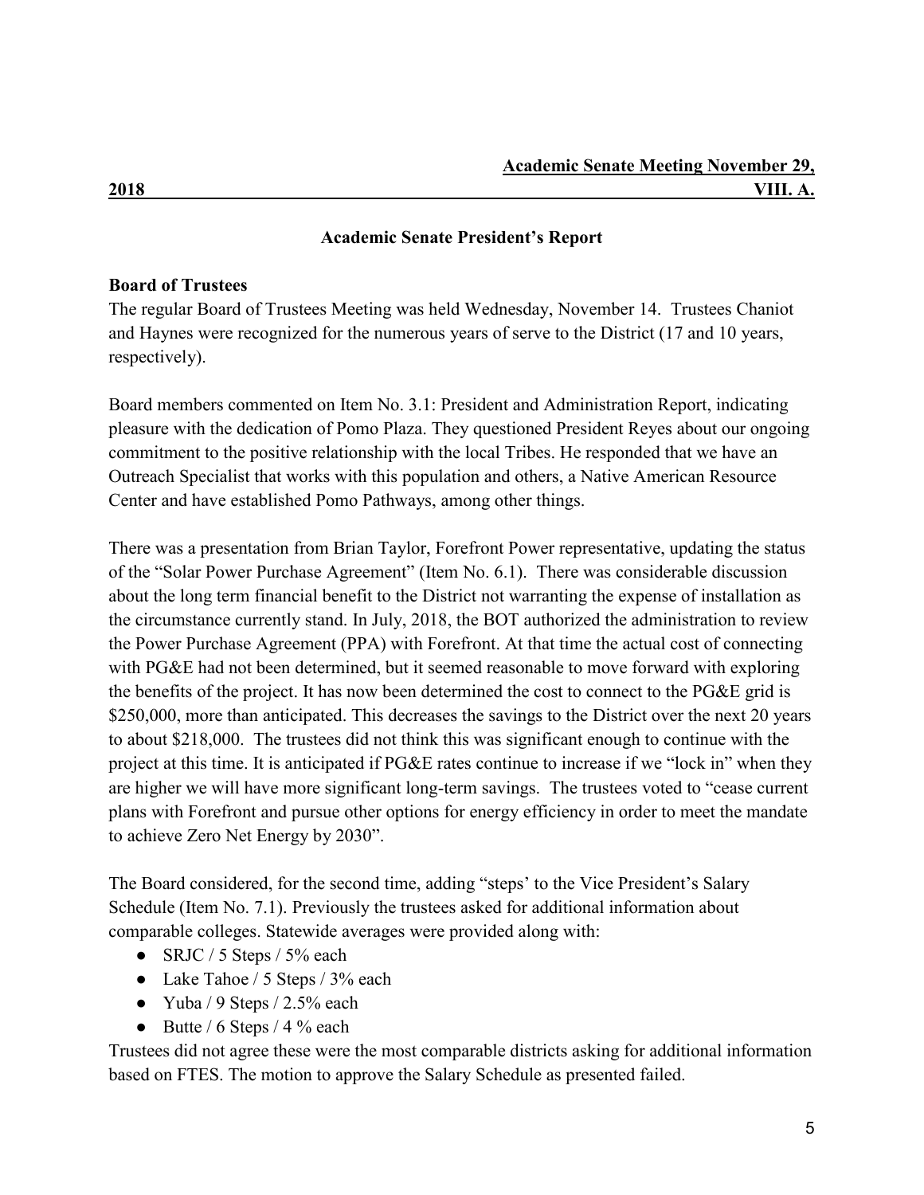**Academic Senate Meeting November 29, 2018 VIII. A.**

### Academic Senate President's Report

**Board of Trustees**

The regular Board of Trustees Meeting was held Wednesday, November 14. Trustees Chaniot and Haynes were recognized for the numerous years of serve to the District (17 and 10 years, respectively).

Board members commented on Item No. 3.1: President and Administration Report, indicating pleasure with the dedication of Pomo Plaza. They questioned President Reyes about our ongoing commitment to the positive relationship with the local Tribes. He responded that we have an Outreach Specialist that works with this population and others, a Native American Resource Center and have established Pomo Pathways, among other things.

There was a presentation from Brian Taylor, Forefront Power representative, updating the status of the "Solar Power Purchase Agreement" (Item No. 6.1). There was considerable discussion about the long term financial benefit to the District not warranting the expense of installation as the circumstance currently stand. In July, 2018, the BOT authorized the administration to review the Power Purchase Agreement (PPA) with Forefront. At that time the actual cost of connecting with PG&E had not been determined, but it seemed reasonable to move forward with exploring the benefits of the project. It has now been determined the cost to connect to the PG&E grid is $250,000, more than anticipated. This decreases the savings to the District over the next 20 years to about $218,000. The trustees did not think this was significant enough to continue with the project at this time. It is anticipated if PG&E rates continue to increase if we "lock in" when they are higher we will have more significant long-term savings. The trustees voted to "cease current plans with Forefront and pursue other options for energy efficiency in order to meet the mandate to achieve Zero Net Energy by 2030".

The Board considered, for the second time, adding "steps' to the Vice President's Salary Schedule (Item No. 7.1). Previously the trustees asked for additional information about comparable colleges. Statewide averages were provided along with:

- SRJC / 5 Steps / 5% each
- Lake Tahoe / 5 Steps / 3% each
- Yuba / 9 Steps / 2.5% each
- Butte / 6 Steps / 4 % each

Trustees did not agree these were the most comparable districts asking for additional information based on FTES. The motion to approve the Salary Schedule as presented failed.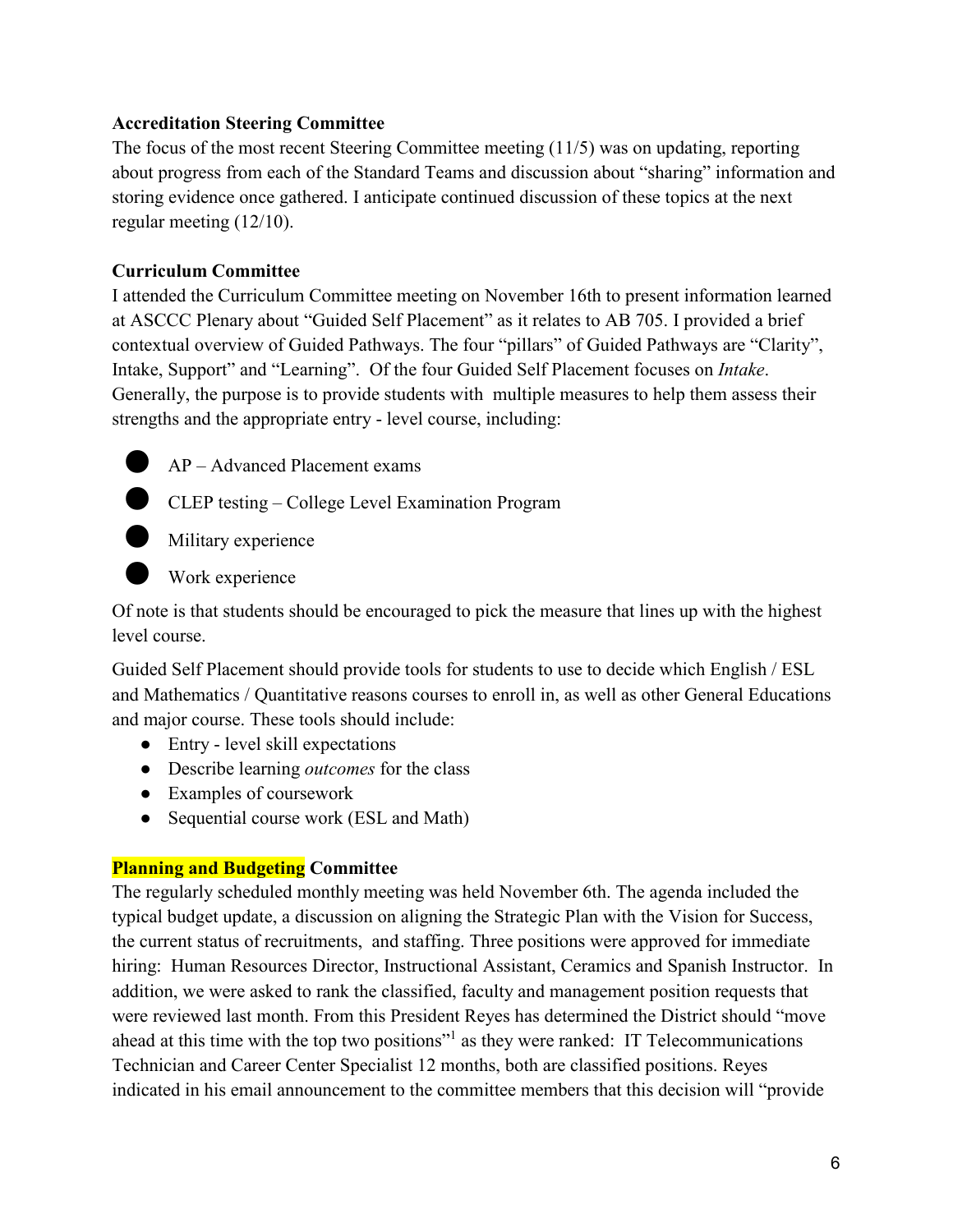**Accreditation Steering Committee**

The focus of the most recent Steering Committee meeting (11/5) was on updating, reporting about progress from each of the Standard Teams and discussion about "sharing" information and storing evidence once gathered. I anticipate continued discussion of these topics at the next regular meeting (12/10).

**Curriculum Committee**

I attended the Curriculum Committee meeting on November 16th to present information learned at ASCCC Plenary about "Guided Self Placement" as it relates to AB 705. I provided a brief contextual overview of Guided Pathways. The four "pillars" of Guided Pathways are "Clarity", Intake, Support" and "Learning". Of the four Guided Self Placement focuses on *Intake*. Generally, the purpose is to provide students with multiple measures to help them assess their strengths and the appropriate entry - level course, including:

- AP – Advanced Placement exams
- CLEP testing – College Level Examination Program
- Military experience
- Work experience

Of note is that students should be encouraged to pick the measure that lines up with the highest level course.

Guided Self Placement should provide tools for students to use to decide which English / ESL and Mathematics / Quantitative reasons courses to enroll in, as well as other General Educations and major course. These tools should include:

- Entry - level skill expectations
- Describe learning *outcomes* for the class
- Examples of coursework
- Sequential course work (ESL and Math)

**Planning and Budgeting Committee**

The regularly scheduled monthly meeting was held November 6th. The agenda included the typical budget update, a discussion on aligning the Strategic Plan with the Vision for Success, the current status of recruitments, and staffing. Three positions were approved for immediate hiring: Human Resources Director, Instructional Assistant, Ceramics and Spanish Instructor. In addition, we were asked to rank the classified, faculty and management position requests that were reviewed last month. From this President Reyes has determined the District should "move ahead at this time with the top two positions"[1] as they were ranked: IT Telecommunications Technician and Career Center Specialist 12 months, both are classified positions. Reyes indicated in his email announcement to the committee members that this decision will "provide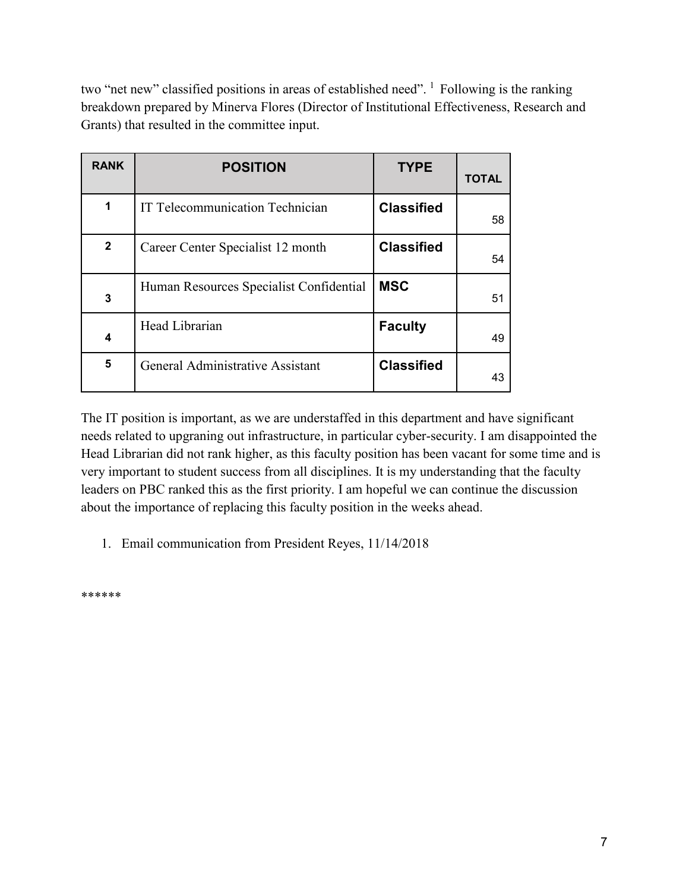two "net new" classified positions in areas of established need". [1] Following is the ranking breakdown prepared by Minerva Flores (Director of Institutional Effectiveness, Research and Grants) that resulted in the committee input.

| RANK | POSITION | TYPE | TOTAL |
|---|---|---|---|
| 1 | IT Telecommunication Technician | **Classified** | 58 |
| 2 | Career Center Specialist 12 month | **Classified** | 54 |
| 3 | Human Resources Specialist Confidential | **MSC** | 51 |
| 4 | Head Librarian | **Faculty** | 49 |
| 5 | General Administrative Assistant | **Classified** | 43 |

The IT position is important, as we are understaffed in this department and have significant needs related to upgraning out infrastructure, in particular cyber-security. I am disappointed the Head Librarian did not rank higher, as this faculty position has been vacant for some time and is very important to student success from all disciplines. It is my understanding that the faculty leaders on PBC ranked this as the first priority. I am hopeful we can continue the discussion about the importance of replacing this faculty position in the weeks ahead.

1. Email communication from President Reyes, 11/14/2018

******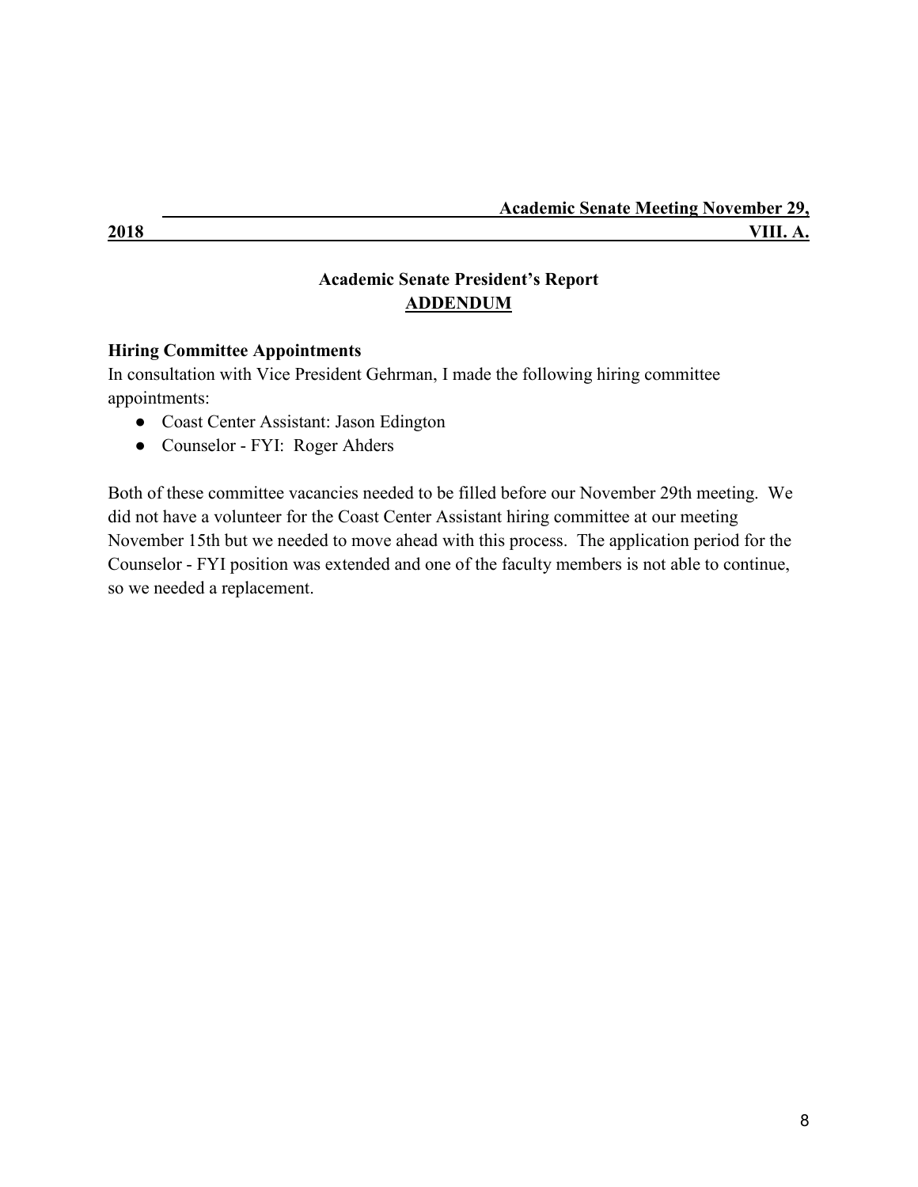**Academic Senate Meeting November 29, 2018 VIII. A.**

## Academic Senate President's Report

## ADDENDUM

### Hiring Committee Appointments

In consultation with Vice President Gehrman, I made the following hiring committee appointments:

- Coast Center Assistant: Jason Edington
- Counselor - FYI: Roger Ahders

Both of these committee vacancies needed to be filled before our November 29th meeting. We did not have a volunteer for the Coast Center Assistant hiring committee at our meeting November 15th but we needed to move ahead with this process. The application period for the Counselor - FYI position was extended and one of the faculty members is not able to continue, so we needed a replacement.